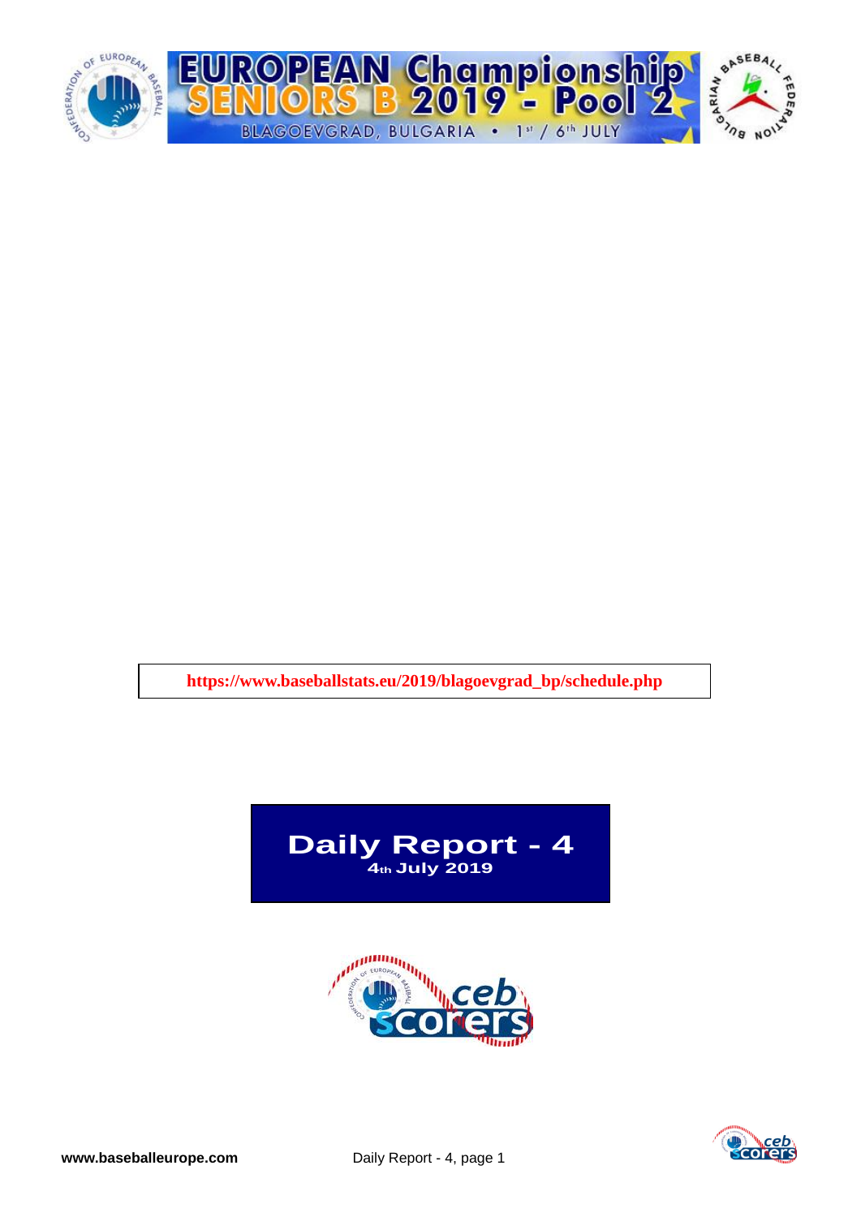# EUROPEAN Championship SENIORS B 2019 - Pool 2

BLAGOEVGRAD, BULGARIA • 1st / 6th JULY

https://www.baseballstats.eu/2019/blagoevgrad_bp/schedule.php

# Daily Report - 4

**4th July 2019**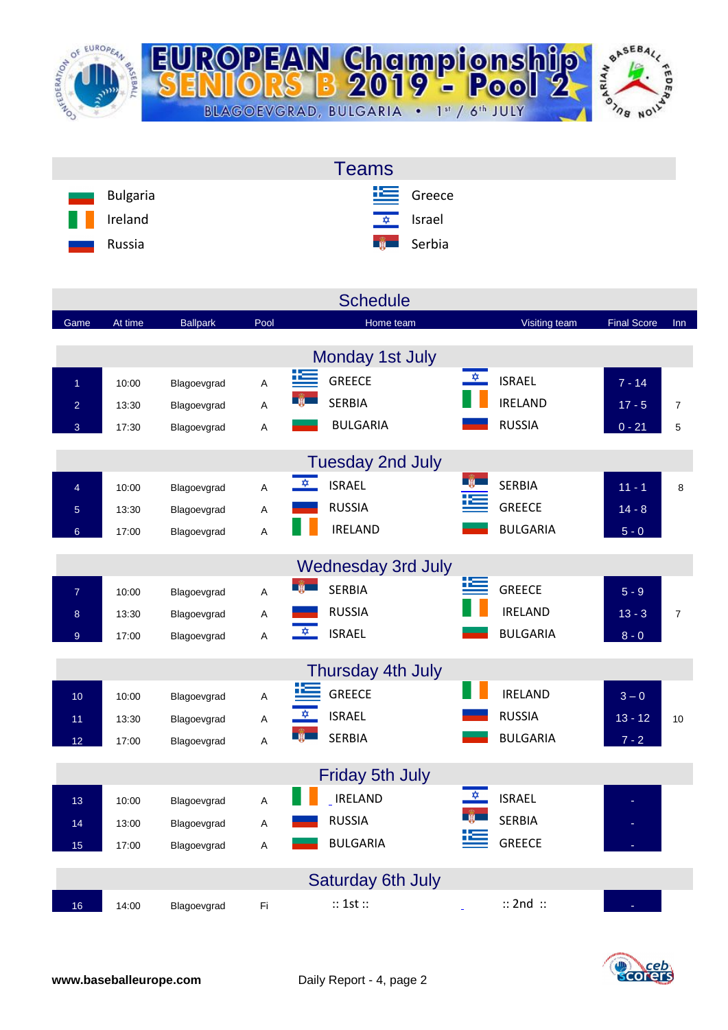# EUROPEAN Championship SENIORS B 2019 - Pool 2

BLAGOEVGRAD, BULGARIA • 1st / 6th JULY

## Teams

| | |
|---|---|
| Bulgaria | Greece |
| Ireland | Israel |
| Russia | Serbia |

## Schedule

| Game | At time | Ballpark | Pool | Home team | Visiting team | Final Score | Inn |
|---|---|---|---|---|---|---|---|
| **Monday 1st July** | | | | | | | |
| 1 | 10:00 | Blagoevgrad | A | GREECE | ISRAEL | 7 - 14 | |
| 2 | 13:30 | Blagoevgrad | A | SERBIA | IRELAND | 17 - 5 | 7 |
| 3 | 17:30 | Blagoevgrad | A | BULGARIA | RUSSIA | 0 - 21 | 5 |
| **Tuesday 2nd July** | | | | | | | |
| 4 | 10:00 | Blagoevgrad | A | ISRAEL | SERBIA | 11 - 1 | 8 |
| 5 | 13:30 | Blagoevgrad | A | RUSSIA | GREECE | 14 - 8 | |
| 6 | 17:00 | Blagoevgrad | A | IRELAND | BULGARIA | 5 - 0 | |
| **Wednesday 3rd July** | | | | | | | |
| 7 | 10:00 | Blagoevgrad | A | SERBIA | GREECE | 5 - 9 | |
| 8 | 13:30 | Blagoevgrad | A | RUSSIA | IRELAND | 13 - 3 | 7 |
| 9 | 17:00 | Blagoevgrad | A | ISRAEL | BULGARIA | 8 - 0 | |
| **Thursday 4th July** | | | | | | | |
| 10 | 10:00 | Blagoevgrad | A | GREECE | IRELAND | 3 – 0 | |
| 11 | 13:30 | Blagoevgrad | A | ISRAEL | RUSSIA | 13 - 12 | 10 |
| 12 | 17:00 | Blagoevgrad | A | SERBIA | BULGARIA | 7 - 2 | |
| **Friday 5th July** | | | | | | | |
| 13 | 10:00 | Blagoevgrad | A | IRELAND | ISRAEL | - | |
| 14 | 13:00 | Blagoevgrad | A | RUSSIA | SERBIA | - | |
| 15 | 17:00 | Blagoevgrad | A | BULGARIA | GREECE | - | |
| **Saturday 6th July** | | | | | | | |
| 16 | 14:00 | Blagoevgrad | Fi | :: 1st :: | :: 2nd :: | - | |

**www.baseballeurope.com** Daily Report - 4, page 2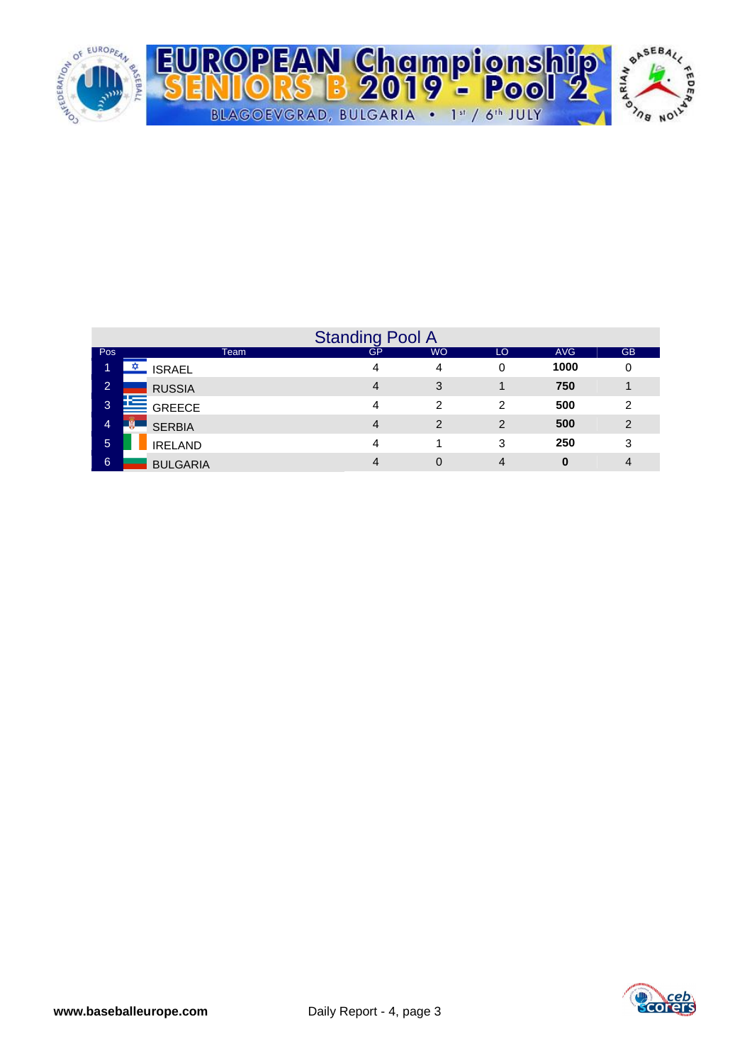# EUROPEAN Championship SENIORS B 2019 - Pool 2

BLAGOEVGRAD, BULGARIA • 1st / 6th JULY

## Standing Pool A

| Pos | Team | GP | WO | LO | AVG | GB |
|---|---|---|---|---|---|---|
| 1 | ISRAEL | 4 | 4 | 0 | **1000** | 0 |
| 2 | RUSSIA | 4 | 3 | 1 | **750** | 1 |
| 3 | GREECE | 4 | 2 | 2 | **500** | 2 |
| 4 | SERBIA | 4 | 2 | 2 | **500** | 2 |
| 5 | IRELAND | 4 | 1 | 3 | **250** | 3 |
| 6 | BULGARIA | 4 | 0 | 4 | **0** | 4 |

**www.baseballeurope.com** Daily Report - 4, page 3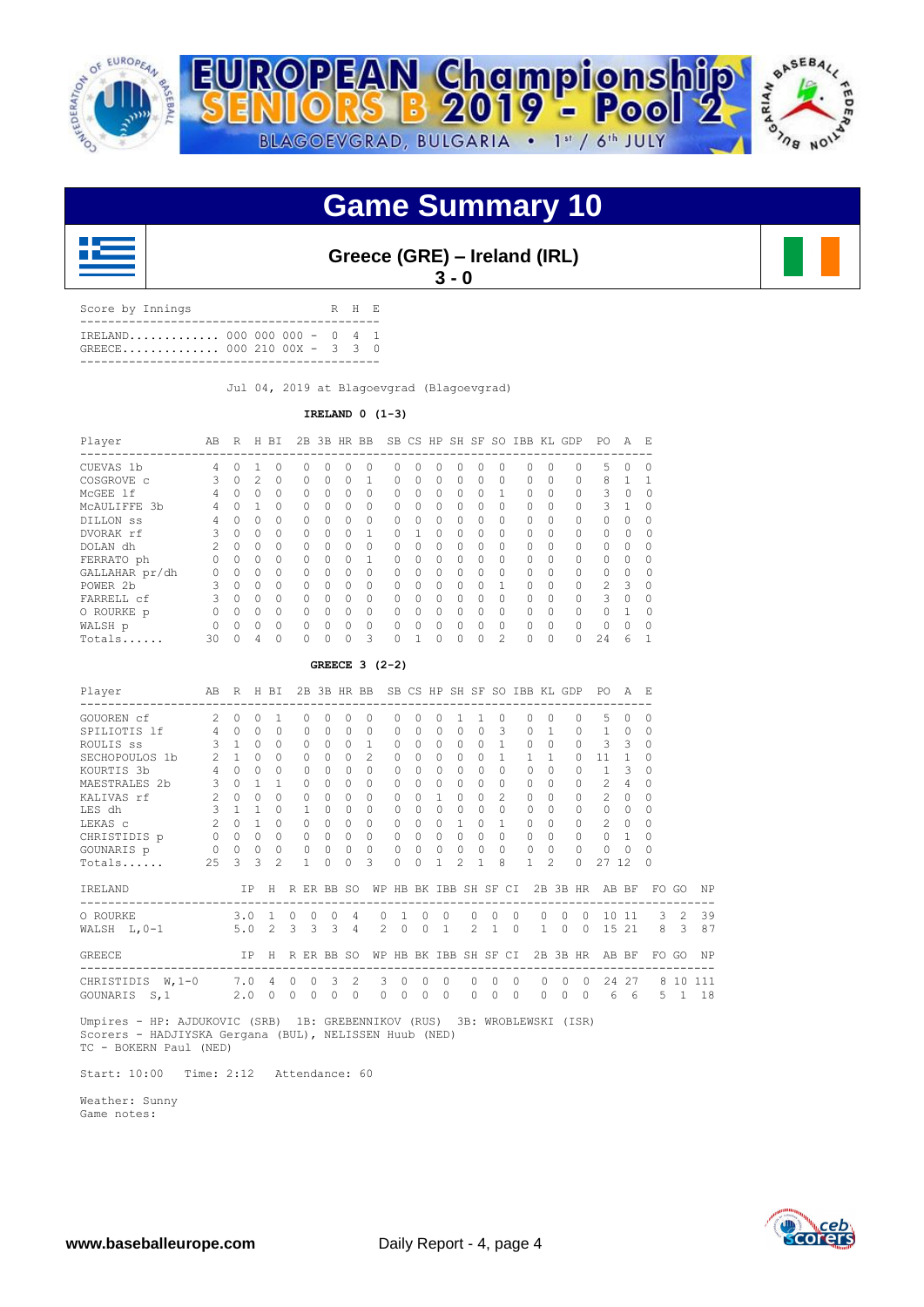# Game Summary 10

**Greece (GRE) – Ireland (IRL)**
**3 - 0**

| Score by Innings | | R | H | E |
|---|---|---|---|---|
| IRELAND | 000 000 000 | 0 | 4 | 1 |
| GREECE | 000 210 00X | 3 | 3 | 0 |

Jul 04, 2019 at Blagoevgrad (Blagoevgrad)

**IRELAND 0 (1-3)**

| Player | AB | R | H | BI | 2B | 3B | HR | BB | SB | CS | HP | SH | SF | SO | IBB | KL | GDP | PO | A | E |
|---|---|---|---|---|---|---|---|---|---|---|---|---|---|---|---|---|---|---|---|---|
| CUEVAS 1b | 4 | 0 | 1 | 0 | 0 | 0 | 0 | 0 | 0 | 0 | 0 | 0 | 0 | 0 | 0 | 0 | 0 | 5 | 0 | 0 |
| COSGROVE c | 3 | 0 | 2 | 0 | 0 | 0 | 0 | 1 | 0 | 0 | 0 | 0 | 0 | 0 | 0 | 0 | 0 | 8 | 1 | 1 |
| McGEE lf | 4 | 0 | 0 | 0 | 0 | 0 | 0 | 0 | 0 | 0 | 0 | 0 | 0 | 1 | 0 | 0 | 0 | 3 | 0 | 0 |
| McAULIFFE 3b | 4 | 0 | 1 | 0 | 0 | 0 | 0 | 0 | 0 | 0 | 0 | 0 | 0 | 0 | 0 | 0 | 0 | 3 | 1 | 0 |
| DILLON ss | 4 | 0 | 0 | 0 | 0 | 0 | 0 | 0 | 0 | 0 | 0 | 0 | 0 | 0 | 0 | 0 | 0 | 0 | 0 | 0 |
| DVORAK rf | 3 | 0 | 0 | 0 | 0 | 0 | 0 | 1 | 0 | 1 | 0 | 0 | 0 | 0 | 0 | 0 | 0 | 0 | 0 | 0 |
| DOLAN dh | 2 | 0 | 0 | 0 | 0 | 0 | 0 | 0 | 0 | 0 | 0 | 0 | 0 | 0 | 0 | 0 | 0 | 0 | 0 | 0 |
| FERRATO ph | 0 | 0 | 0 | 0 | 0 | 0 | 0 | 1 | 0 | 0 | 0 | 0 | 0 | 0 | 0 | 0 | 0 | 0 | 0 | 0 |
| GALLAHAR pr/dh | 0 | 0 | 0 | 0 | 0 | 0 | 0 | 0 | 0 | 0 | 0 | 0 | 0 | 0 | 0 | 0 | 0 | 0 | 0 | 0 |
| POWER 2b | 3 | 0 | 0 | 0 | 0 | 0 | 0 | 0 | 0 | 0 | 0 | 0 | 0 | 1 | 0 | 0 | 0 | 2 | 3 | 0 |
| FARRELL cf | 3 | 0 | 0 | 0 | 0 | 0 | 0 | 0 | 0 | 0 | 0 | 0 | 0 | 0 | 0 | 0 | 0 | 3 | 0 | 0 |
| O ROURKE p | 0 | 0 | 0 | 0 | 0 | 0 | 0 | 0 | 0 | 0 | 0 | 0 | 0 | 0 | 0 | 0 | 0 | 0 | 1 | 0 |
| WALSH p | 0 | 0 | 0 | 0 | 0 | 0 | 0 | 0 | 0 | 0 | 0 | 0 | 0 | 0 | 0 | 0 | 0 | 0 | 0 | 0 |
| Totals...... | 30 | 0 | 4 | 0 | 0 | 0 | 0 | 3 | 0 | 1 | 0 | 0 | 0 | 2 | 0 | 0 | 0 | 24 | 6 | 1 |

**GREECE 3 (2-2)**

| Player | AB | R | H | BI | 2B | 3B | HR | BB | SB | CS | HP | SH | SF | SO | IBB | KL | GDP | PO | A | E |
|---|---|---|---|---|---|---|---|---|---|---|---|---|---|---|---|---|---|---|---|---|
| GOUOREN cf | 2 | 0 | 0 | 1 | 0 | 0 | 0 | 0 | 0 | 0 | 0 | 1 | 1 | 0 | 0 | 0 | 0 | 5 | 0 | 0 |
| SPILIOTIS lf | 4 | 0 | 0 | 0 | 0 | 0 | 0 | 0 | 0 | 0 | 0 | 0 | 0 | 3 | 0 | 1 | 0 | 1 | 0 | 0 |
| ROULIS ss | 3 | 1 | 0 | 0 | 0 | 0 | 0 | 1 | 0 | 0 | 0 | 0 | 0 | 1 | 0 | 0 | 0 | 3 | 3 | 0 |
| SECHOPOULOS 1b | 2 | 1 | 0 | 0 | 0 | 0 | 0 | 2 | 0 | 0 | 0 | 0 | 0 | 1 | 1 | 1 | 0 | 11 | 1 | 0 |
| KOURTIS 3b | 4 | 0 | 0 | 0 | 0 | 0 | 0 | 0 | 0 | 0 | 0 | 0 | 0 | 0 | 0 | 0 | 0 | 1 | 3 | 0 |
| MAESTRALES 2b | 3 | 0 | 1 | 1 | 0 | 0 | 0 | 0 | 0 | 0 | 0 | 0 | 0 | 0 | 0 | 0 | 0 | 2 | 4 | 0 |
| KALIVAS rf | 2 | 0 | 0 | 0 | 0 | 0 | 0 | 0 | 0 | 0 | 1 | 0 | 0 | 2 | 0 | 0 | 0 | 2 | 0 | 0 |
| LES dh | 3 | 1 | 1 | 0 | 1 | 0 | 0 | 0 | 0 | 0 | 0 | 0 | 0 | 0 | 0 | 0 | 0 | 0 | 0 | 0 |
| LEKAS c | 2 | 0 | 1 | 0 | 0 | 0 | 0 | 0 | 0 | 0 | 0 | 1 | 0 | 1 | 0 | 0 | 0 | 2 | 0 | 0 |
| CHRISTIDIS p | 0 | 0 | 0 | 0 | 0 | 0 | 0 | 0 | 0 | 0 | 0 | 0 | 0 | 0 | 0 | 0 | 0 | 0 | 1 | 0 |
| GOUNARIS p | 0 | 0 | 0 | 0 | 0 | 0 | 0 | 0 | 0 | 0 | 0 | 0 | 0 | 0 | 0 | 0 | 0 | 0 | 0 | 0 |
| Totals...... | 25 | 3 | 3 | 2 | 1 | 0 | 0 | 3 | 0 | 0 | 1 | 2 | 1 | 8 | 1 | 2 | 0 | 27 | 12 | 0 |

| IRELAND | IP | H | R | ER | BB | SO | WP | HB | BK | IBB | SH | SF | CI | 2B | 3B | HR | AB | BF | FO | GO | NP |
|---|---|---|---|---|---|---|---|---|---|---|---|---|---|---|---|---|---|---|---|---|---|
| O ROURKE | 3.0 | 1 | 0 | 0 | 0 | 4 | 0 | 1 | 0 | 0 | 0 | 0 | 0 | 0 | 0 | 0 | 10 | 11 | 3 | 2 | 39 |
| WALSH L,0-1 | 5.0 | 2 | 3 | 3 | 3 | 4 | 2 | 0 | 0 | 1 | 2 | 1 | 0 | 1 | 0 | 0 | 15 | 21 | 8 | 3 | 87 |

| GREECE | IP | H | R | ER | BB | SO | WP | HB | BK | IBB | SH | SF | CI | 2B | 3B | HR | AB | BF | FO | GO | NP |
|---|---|---|---|---|---|---|---|---|---|---|---|---|---|---|---|---|---|---|---|---|---|
| CHRISTIDIS W,1-0 | 7.0 | 4 | 0 | 0 | 3 | 2 | 3 | 0 | 0 | 0 | 0 | 0 | 0 | 0 | 0 | 0 | 24 | 27 | 8 | 10 | 111 |
| GOUNARIS S,1 | 2.0 | 0 | 0 | 0 | 0 | 0 | 0 | 0 | 0 | 0 | 0 | 0 | 0 | 0 | 0 | 0 | 6 | 6 | 5 | 1 | 18 |

Umpires - HP: AJDUKOVIC (SRB) 1B: GREBENNIKOV (RUS) 3B: WROBLEWSKI (ISR)
Scorers - HADJIYSKA Gergana (BUL), NELISSEN Huub (NED)
TC - BOKERN Paul (NED)

Start: 10:00 Time: 2:12 Attendance: 60

Weather: Sunny
Game notes: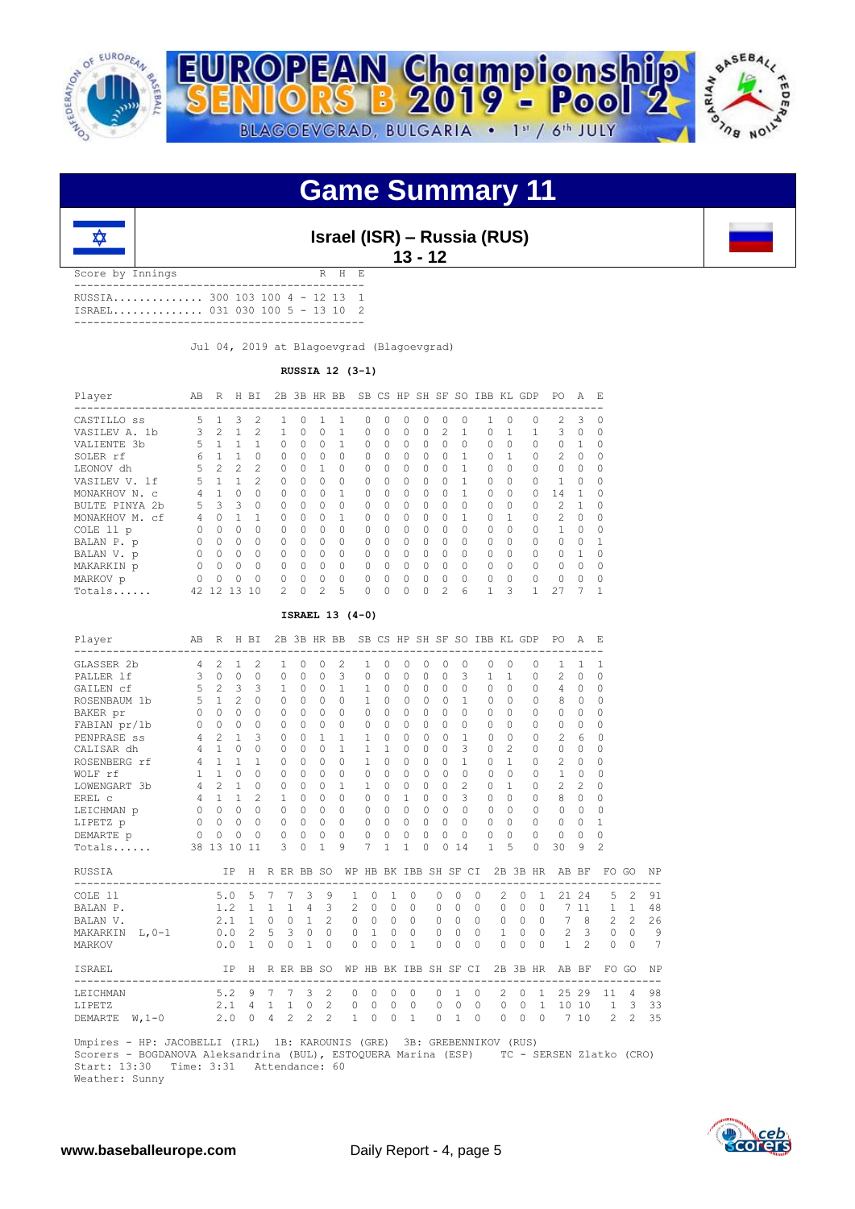# EUROPEAN Championship SENIORS B 2019 - Pool 2

BLAGOEVGRAD, BULGARIA • 1st / 6th JULY

## Game Summary 11

### Israel (ISR) – Russia (RUS)

**13 - 12**

| Score by Innings | | R | H | E |
|---|---|---|---|---|
| RUSSIA | 300 103 100 4 | 12 | 13 | 1 |
| ISRAEL | 031 030 100 5 | 13 | 10 | 2 |

Jul 04, 2019 at Blagoevgrad (Blagoevgrad)

**RUSSIA 12 (3-1)**

| Player | AB | R | H | BI | 2B | 3B | HR | BB | SB | CS | HP | SH | SF | SO | IBB | KL | GDP | PO | A | E |
|---|---|---|---|---|---|---|---|---|---|---|---|---|---|---|---|---|---|---|---|---|
| CASTILLO ss | 5 | 1 | 3 | 2 | 1 | 0 | 1 | 1 | 0 | 0 | 0 | 0 | 0 | 0 | 1 | 0 | 0 | 2 | 3 | 0 |
| VASILEV A. 1b | 3 | 2 | 1 | 2 | 1 | 0 | 0 | 1 | 0 | 0 | 0 | 0 | 2 | 1 | 0 | 1 | 1 | 3 | 0 | 0 |
| VALIENTE 3b | 5 | 1 | 1 | 1 | 0 | 0 | 0 | 1 | 0 | 0 | 0 | 0 | 0 | 0 | 0 | 0 | 0 | 0 | 1 | 0 |
| SOLER rf | 6 | 1 | 1 | 0 | 0 | 0 | 0 | 0 | 0 | 0 | 0 | 0 | 0 | 1 | 0 | 1 | 0 | 2 | 0 | 0 |
| LEONOV dh | 5 | 2 | 2 | 2 | 0 | 0 | 1 | 0 | 0 | 0 | 0 | 0 | 0 | 1 | 0 | 0 | 0 | 0 | 0 | 0 |
| VASILEV V. lf | 5 | 1 | 1 | 2 | 0 | 0 | 0 | 0 | 0 | 0 | 0 | 0 | 0 | 1 | 0 | 0 | 0 | 1 | 0 | 0 |
| MONAKHOV N. c | 4 | 1 | 0 | 0 | 0 | 0 | 0 | 1 | 0 | 0 | 0 | 0 | 0 | 1 | 0 | 0 | 0 | 14 | 1 | 0 |
| BULTE PINYA 2b | 5 | 3 | 3 | 0 | 0 | 0 | 0 | 0 | 0 | 0 | 0 | 0 | 0 | 0 | 0 | 0 | 0 | 2 | 1 | 0 |
| MONAKHOV M. cf | 4 | 0 | 1 | 1 | 0 | 0 | 0 | 1 | 0 | 0 | 0 | 0 | 0 | 1 | 0 | 1 | 0 | 2 | 0 | 0 |
| COLE 11 p | 0 | 0 | 0 | 0 | 0 | 0 | 0 | 0 | 0 | 0 | 0 | 0 | 0 | 0 | 0 | 0 | 0 | 1 | 0 | 0 |
| BALAN P. p | 0 | 0 | 0 | 0 | 0 | 0 | 0 | 0 | 0 | 0 | 0 | 0 | 0 | 0 | 0 | 0 | 0 | 0 | 0 | 1 |
| BALAN V. p | 0 | 0 | 0 | 0 | 0 | 0 | 0 | 0 | 0 | 0 | 0 | 0 | 0 | 0 | 0 | 0 | 0 | 0 | 1 | 0 |
| MAKARKIN p | 0 | 0 | 0 | 0 | 0 | 0 | 0 | 0 | 0 | 0 | 0 | 0 | 0 | 0 | 0 | 0 | 0 | 0 | 0 | 0 |
| MARKOV p | 0 | 0 | 0 | 0 | 0 | 0 | 0 | 0 | 0 | 0 | 0 | 0 | 0 | 0 | 0 | 0 | 0 | 0 | 0 | 0 |
| Totals...... | 42 | 12 | 13 | 10 | 2 | 0 | 2 | 5 | 0 | 0 | 0 | 0 | 2 | 6 | 1 | 3 | 1 | 27 | 7 | 1 |

**ISRAEL 13 (4-0)**

| Player | AB | R | H | BI | 2B | 3B | HR | BB | SB | CS | HP | SH | SF | SO | IBB | KL | GDP | PO | A | E |
|---|---|---|---|---|---|---|---|---|---|---|---|---|---|---|---|---|---|---|---|---|
| GLASSER 2b | 4 | 2 | 1 | 2 | 1 | 0 | 0 | 2 | 1 | 0 | 0 | 0 | 0 | 0 | 0 | 0 | 0 | 1 | 1 | 1 |
| PALLER lf | 3 | 0 | 0 | 0 | 0 | 0 | 0 | 3 | 0 | 0 | 0 | 0 | 0 | 3 | 1 | 1 | 0 | 2 | 0 | 0 |
| GAILEN cf | 5 | 2 | 3 | 3 | 1 | 0 | 0 | 1 | 1 | 0 | 0 | 0 | 0 | 0 | 0 | 0 | 0 | 4 | 0 | 0 |
| ROSENBAUM 1b | 5 | 1 | 2 | 0 | 0 | 0 | 0 | 0 | 1 | 0 | 0 | 0 | 0 | 1 | 0 | 0 | 0 | 8 | 0 | 0 |
| BAKER pr | 0 | 0 | 0 | 0 | 0 | 0 | 0 | 0 | 0 | 0 | 0 | 0 | 0 | 0 | 0 | 0 | 0 | 0 | 0 | 0 |
| FABIAN pr/1b | 0 | 0 | 0 | 0 | 0 | 0 | 0 | 0 | 0 | 0 | 0 | 0 | 0 | 0 | 0 | 0 | 0 | 0 | 0 | 0 |
| PENPRASE ss | 4 | 2 | 1 | 3 | 0 | 0 | 1 | 1 | 1 | 0 | 0 | 0 | 0 | 1 | 0 | 0 | 0 | 2 | 6 | 0 |
| CALISAR dh | 4 | 1 | 0 | 0 | 0 | 0 | 0 | 1 | 1 | 1 | 0 | 0 | 0 | 3 | 0 | 2 | 0 | 0 | 0 | 0 |
| ROSENBERG rf | 4 | 1 | 1 | 1 | 0 | 0 | 0 | 0 | 1 | 0 | 0 | 0 | 0 | 1 | 0 | 1 | 0 | 2 | 0 | 0 |
| WOLF rf | 1 | 1 | 0 | 0 | 0 | 0 | 0 | 0 | 0 | 0 | 0 | 0 | 0 | 0 | 0 | 0 | 0 | 1 | 0 | 0 |
| LOWENGART 3b | 4 | 2 | 1 | 0 | 0 | 0 | 0 | 1 | 1 | 0 | 0 | 0 | 0 | 2 | 0 | 1 | 0 | 2 | 2 | 0 |
| EREL c | 4 | 1 | 1 | 2 | 1 | 0 | 0 | 0 | 0 | 0 | 1 | 0 | 0 | 3 | 0 | 0 | 0 | 8 | 0 | 0 |
| LEICHMAN p | 0 | 0 | 0 | 0 | 0 | 0 | 0 | 0 | 0 | 0 | 0 | 0 | 0 | 0 | 0 | 0 | 0 | 0 | 0 | 0 |
| LIPETZ p | 0 | 0 | 0 | 0 | 0 | 0 | 0 | 0 | 0 | 0 | 0 | 0 | 0 | 0 | 0 | 0 | 0 | 0 | 0 | 1 |
| DEMARTE p | 0 | 0 | 0 | 0 | 0 | 0 | 0 | 0 | 0 | 0 | 0 | 0 | 0 | 0 | 0 | 0 | 0 | 0 | 0 | 0 |
| Totals...... | 38 | 13 | 10 | 11 | 3 | 0 | 1 | 9 | 7 | 1 | 1 | 0 | 0 | 14 | 1 | 5 | 0 | 30 | 9 | 2 |

| RUSSIA | IP | H | R | ER | BB | SO | WP | HB | BK | IBB | SH | SF | CI | 2B | 3B | HR | AB | BF | FO | GO | NP |
|---|---|---|---|---|---|---|---|---|---|---|---|---|---|---|---|---|---|---|---|---|---|
| COLE 11 | 5.0 | 5 | 7 | 7 | 3 | 9 | 1 | 0 | 1 | 0 | 0 | 0 | 0 | 2 | 0 | 1 | 21 | 24 | 5 | 2 | 91 |
| BALAN P. | 1.2 | 1 | 1 | 1 | 4 | 3 | 2 | 0 | 0 | 0 | 0 | 0 | 0 | 0 | 0 | 0 | 7 | 11 | 1 | 1 | 48 |
| BALAN V. | 2.1 | 1 | 0 | 0 | 1 | 2 | 0 | 0 | 0 | 0 | 0 | 0 | 0 | 0 | 0 | 0 | 7 | 8 | 2 | 2 | 26 |
| MAKARKIN L,0-1 | 0.0 | 2 | 5 | 3 | 0 | 0 | 0 | 1 | 0 | 0 | 0 | 0 | 0 | 1 | 0 | 0 | 2 | 3 | 0 | 0 | 9 |
| MARKOV | 0.0 | 1 | 0 | 0 | 1 | 0 | 0 | 0 | 0 | 1 | 0 | 0 | 0 | 0 | 0 | 0 | 1 | 2 | 0 | 0 | 7 |

| ISRAEL | IP | H | R | ER | BB | SO | WP | HB | BK | IBB | SH | SF | CI | 2B | 3B | HR | AB | BF | FO | GO | NP |
|---|---|---|---|---|---|---|---|---|---|---|---|---|---|---|---|---|---|---|---|---|---|
| LEICHMAN | 5.2 | 9 | 7 | 7 | 3 | 2 | 0 | 0 | 0 | 0 | 0 | 1 | 0 | 2 | 0 | 1 | 25 | 29 | 11 | 4 | 98 |
| LIPETZ | 2.1 | 4 | 1 | 1 | 0 | 2 | 0 | 0 | 0 | 0 | 0 | 0 | 0 | 0 | 0 | 1 | 10 | 10 | 1 | 3 | 33 |
| DEMARTE W,1-0 | 2.0 | 0 | 4 | 2 | 2 | 2 | 1 | 0 | 0 | 1 | 0 | 1 | 0 | 0 | 0 | 0 | 7 | 10 | 2 | 2 | 35 |

Umpires - HP: JACOBELLI (IRL) 1B: KAROUNIS (GRE) 3B: GREBENNIKOV (RUS)
Scorers - BOGDANOVA Aleksandrina (BUL), ESTOQUERA Marina (ESP) TC - SERSEN Zlatko (CRO)
Start: 13:30 Time: 3:31 Attendance: 60
Weather: Sunny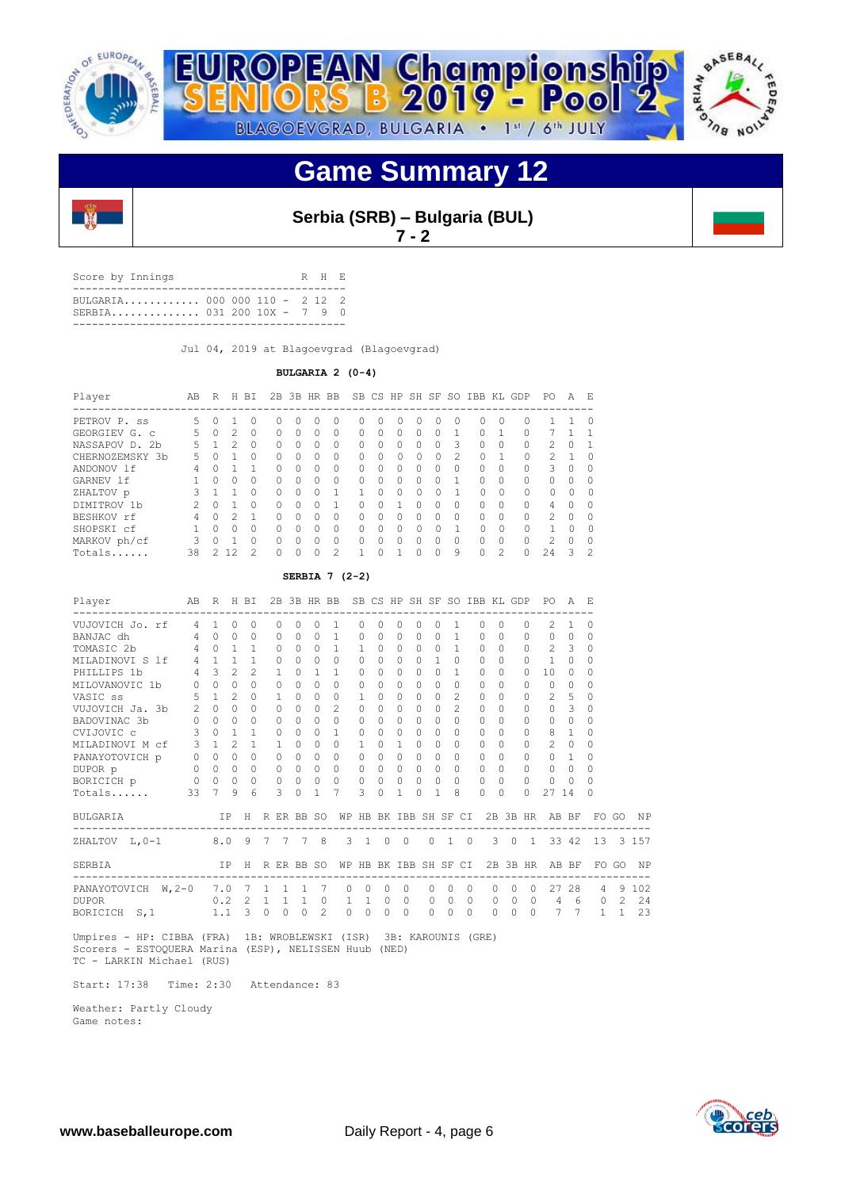# EUROPEAN Championship SENIORS B 2019 - Pool 2

BLAGOEVGRAD, BULGARIA • 1st / 6th JULY

# Game Summary 12

## Serbia (SRB) – Bulgaria (BUL)

**7 - 2**

| Score by Innings | | R | H | E |
|---|---|---|---|---|
| BULGARIA | 000 000 110 - | 2 | 12 | 2 |
| SERBIA | 031 200 10X - | 7 | 9 | 0 |

Jul 04, 2019 at Blagoevgrad (Blagoevgrad)

**BULGARIA 2 (0-4)**

| Player | AB | R | H | BI | 2B | 3B | HR | BB | SB | CS | HP | SH | SF | SO | IBB | KL | GDP | PO | A | E |
|---|---|---|---|---|---|---|---|---|---|---|---|---|---|---|---|---|---|---|---|---|
| PETROV P. ss | 5 | 0 | 1 | 0 | 0 | 0 | 0 | 0 | 0 | 0 | 0 | 0 | 0 | 0 | 0 | 0 | 0 | 1 | 1 | 0 |
| GEORGIEV G. c | 5 | 0 | 2 | 0 | 0 | 0 | 0 | 0 | 0 | 0 | 0 | 0 | 0 | 1 | 0 | 1 | 0 | 7 | 1 | 1 |
| NASSAPOV D. 2b | 5 | 1 | 2 | 0 | 0 | 0 | 0 | 0 | 0 | 0 | 0 | 0 | 0 | 3 | 0 | 0 | 0 | 2 | 0 | 1 |
| CHERNOZEMSKY 3b | 5 | 0 | 1 | 0 | 0 | 0 | 0 | 0 | 0 | 0 | 0 | 0 | 0 | 2 | 0 | 1 | 0 | 2 | 1 | 0 |
| ANDONOV lf | 4 | 0 | 1 | 1 | 0 | 0 | 0 | 0 | 0 | 0 | 0 | 0 | 0 | 0 | 0 | 0 | 0 | 3 | 0 | 0 |
| GARNEV lf | 1 | 0 | 0 | 0 | 0 | 0 | 0 | 0 | 0 | 0 | 0 | 0 | 0 | 1 | 0 | 0 | 0 | 0 | 0 | 0 |
| ZHALTOV p | 3 | 1 | 1 | 0 | 0 | 0 | 0 | 1 | 1 | 0 | 0 | 0 | 0 | 1 | 0 | 0 | 0 | 0 | 0 | 0 |
| DIMITROV 1b | 2 | 0 | 1 | 0 | 0 | 0 | 0 | 1 | 0 | 0 | 1 | 0 | 0 | 0 | 0 | 0 | 0 | 4 | 0 | 0 |
| BESHKOV rf | 4 | 0 | 2 | 1 | 0 | 0 | 0 | 0 | 0 | 0 | 0 | 0 | 0 | 0 | 0 | 0 | 0 | 2 | 0 | 0 |
| SHOPSKI cf | 1 | 0 | 0 | 0 | 0 | 0 | 0 | 0 | 0 | 0 | 0 | 0 | 0 | 1 | 0 | 0 | 0 | 1 | 0 | 0 |
| MARKOV ph/cf | 3 | 0 | 1 | 0 | 0 | 0 | 0 | 0 | 0 | 0 | 0 | 0 | 0 | 0 | 0 | 0 | 0 | 2 | 0 | 0 |
| Totals...... | 38 | 2 | 12 | 2 | 0 | 0 | 0 | 2 | 1 | 0 | 1 | 0 | 0 | 9 | 0 | 2 | 0 | 24 | 3 | 2 |

**SERBIA 7 (2-2)**

| Player | AB | R | H | BI | 2B | 3B | HR | BB | SB | CS | HP | SH | SF | SO | IBB | KL | GDP | PO | A | E |
|---|---|---|---|---|---|---|---|---|---|---|---|---|---|---|---|---|---|---|---|---|
| VUJOVICH Jo. rf | 4 | 1 | 0 | 0 | 0 | 0 | 0 | 1 | 0 | 0 | 0 | 0 | 0 | 1 | 0 | 0 | 0 | 2 | 1 | 0 |
| BANJAC dh | 4 | 0 | 0 | 0 | 0 | 0 | 0 | 1 | 0 | 0 | 0 | 0 | 0 | 1 | 0 | 0 | 0 | 0 | 0 | 0 |
| TOMASIC 2b | 4 | 0 | 1 | 1 | 0 | 0 | 0 | 1 | 1 | 0 | 0 | 0 | 0 | 1 | 0 | 0 | 0 | 2 | 3 | 0 |
| MILADINOVI S lf | 4 | 1 | 1 | 1 | 0 | 0 | 0 | 0 | 0 | 0 | 0 | 0 | 1 | 0 | 0 | 0 | 0 | 1 | 0 | 0 |
| PHILLIPS 1b | 4 | 3 | 2 | 2 | 1 | 0 | 1 | 1 | 0 | 0 | 0 | 0 | 0 | 1 | 0 | 0 | 0 | 10 | 0 | 0 |
| MILOVANOVIC 1b | 0 | 0 | 0 | 0 | 0 | 0 | 0 | 0 | 0 | 0 | 0 | 0 | 0 | 0 | 0 | 0 | 0 | 0 | 0 | 0 |
| VASIC ss | 5 | 1 | 2 | 0 | 1 | 0 | 0 | 0 | 1 | 0 | 0 | 0 | 0 | 2 | 0 | 0 | 0 | 2 | 5 | 0 |
| VUJOVICH Ja. 3b | 2 | 0 | 0 | 0 | 0 | 0 | 0 | 2 | 0 | 0 | 0 | 0 | 0 | 2 | 0 | 0 | 0 | 0 | 3 | 0 |
| BADOVINAC 3b | 0 | 0 | 0 | 0 | 0 | 0 | 0 | 0 | 0 | 0 | 0 | 0 | 0 | 0 | 0 | 0 | 0 | 0 | 0 | 0 |
| CVIJOVIC c | 3 | 0 | 1 | 1 | 0 | 0 | 0 | 1 | 0 | 0 | 0 | 0 | 0 | 0 | 0 | 0 | 0 | 8 | 1 | 0 |
| MILADINOVI M cf | 3 | 1 | 2 | 1 | 1 | 0 | 0 | 0 | 1 | 0 | 1 | 0 | 0 | 0 | 0 | 0 | 0 | 2 | 0 | 0 |
| PANAYOTOVICH p | 0 | 0 | 0 | 0 | 0 | 0 | 0 | 0 | 0 | 0 | 0 | 0 | 0 | 0 | 0 | 0 | 0 | 0 | 1 | 0 |
| DUPOR p | 0 | 0 | 0 | 0 | 0 | 0 | 0 | 0 | 0 | 0 | 0 | 0 | 0 | 0 | 0 | 0 | 0 | 0 | 0 | 0 |
| BORICICH p | 0 | 0 | 0 | 0 | 0 | 0 | 0 | 0 | 0 | 0 | 0 | 0 | 0 | 0 | 0 | 0 | 0 | 0 | 0 | 0 |
| Totals...... | 33 | 7 | 9 | 6 | 3 | 0 | 1 | 7 | 3 | 0 | 1 | 0 | 1 | 8 | 0 | 0 | 0 | 27 | 14 | 0 |

| BULGARIA | IP | H | R | ER | BB | SO | WP | HB | BK | IBB | SH | SF | CI | 2B | 3B | HR | AB | BF | FO | GO | NP |
|---|---|---|---|---|---|---|---|---|---|---|---|---|---|---|---|---|---|---|---|---|---|
| ZHALTOV L,0-1 | 8.0 | 9 | 7 | 7 | 7 | 8 | 3 | 1 | 0 | 0 | 0 | 1 | 0 | 3 | 0 | 1 | 33 | 42 | 13 | 3 | 157 |

| SERBIA | IP | H | R | ER | BB | SO | WP | HB | BK | IBB | SH | SF | CI | 2B | 3B | HR | AB | BF | FO | GO | NP |
|---|---|---|---|---|---|---|---|---|---|---|---|---|---|---|---|---|---|---|---|---|---|
| PANAYOTOVICH W,2-0 | 7.0 | 7 | 1 | 1 | 1 | 7 | 0 | 0 | 0 | 0 | 0 | 0 | 0 | 0 | 0 | 0 | 27 | 28 | 4 | 9 | 102 |
| DUPOR | 0.2 | 2 | 1 | 1 | 1 | 0 | 1 | 1 | 0 | 0 | 0 | 0 | 0 | 0 | 0 | 0 | 4 | 6 | 0 | 2 | 24 |
| BORICICH S,1 | 1.1 | 3 | 0 | 0 | 0 | 2 | 0 | 0 | 0 | 0 | 0 | 0 | 0 | 0 | 0 | 0 | 7 | 7 | 1 | 1 | 23 |

Umpires - HP: CIBBA (FRA) 1B: WROBLEWSKI (ISR) 3B: KAROUNIS (GRE)
Scorers - ESTOQUERA Marina (ESP), NELISSEN Huub (NED)
TC - LARKIN Michael (RUS)

Start: 17:38 Time: 2:30 Attendance: 83

Weather: Partly Cloudy
Game notes: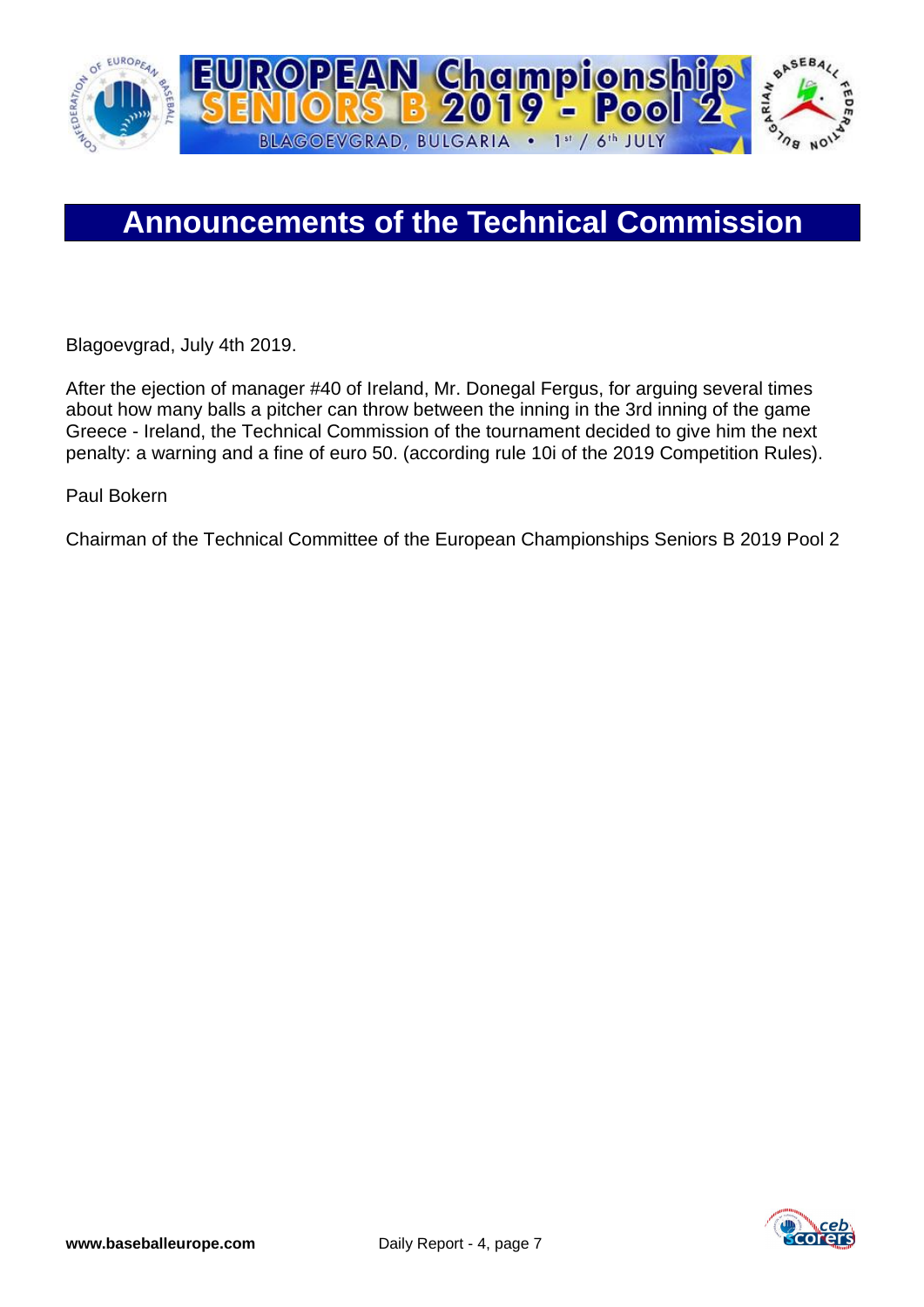# Announcements of the Technical Commission

Blagoevgrad, July 4th 2019.

After the ejection of manager #40 of Ireland, Mr. Donegal Fergus, for arguing several times about how many balls a pitcher can throw between the inning in the 3rd inning of the game Greece - Ireland, the Technical Commission of the tournament decided to give him the next penalty: a warning and a fine of euro 50. (according rule 10i of the 2019 Competition Rules).

Paul Bokern

Chairman of the Technical Committee of the European Championships Seniors B 2019 Pool 2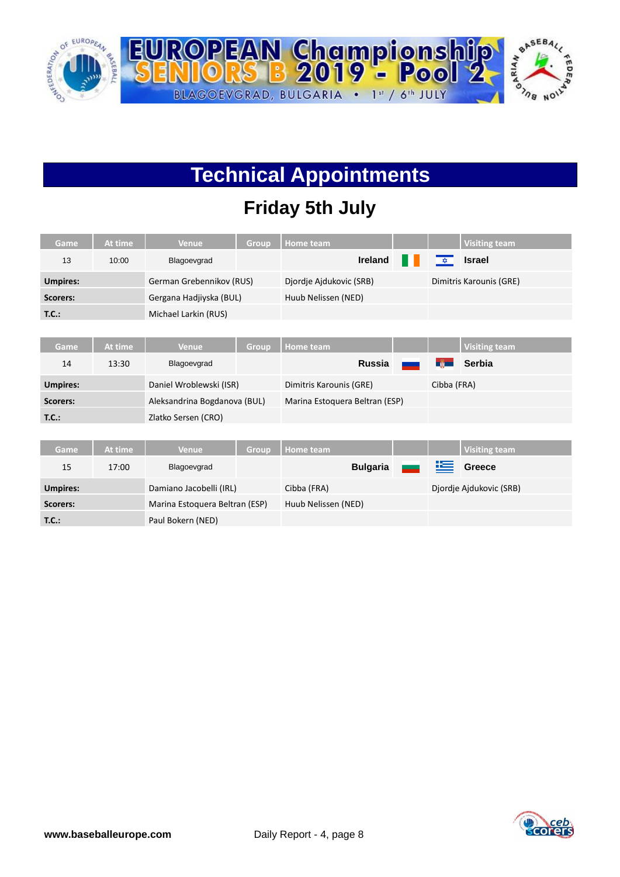# Technical Appointments

## Friday 5th July

| Game | At time | Venue | Group | Home team | | | Visiting team |
|---|---|---|---|---|---|---|---|
| 13 | 10:00 | Blagoevgrad | | **Ireland** | | | **Israel** |
| **Umpires:** | | German Grebennikov (RUS) | | Djordje Ajdukovic (SRB) | | Dimitris Karounis (GRE) | |
| **Scorers:** | | Gergana Hadjiyska (BUL) | | Huub Nelissen (NED) | | | |
| **T.C.:** | | Michael Larkin (RUS) | | | | | |

| Game | At time | Venue | Group | Home team | | | Visiting team |
|---|---|---|---|---|---|---|---|
| 14 | 13:30 | Blagoevgrad | | **Russia** | | | **Serbia** |
| **Umpires:** | | Daniel Wroblewski (ISR) | | Dimitris Karounis (GRE) | | Cibba (FRA) | |
| **Scorers:** | | Aleksandrina Bogdanova (BUL) | | Marina Estoquera Beltran (ESP) | | | |
| **T.C.:** | | Zlatko Sersen (CRO) | | | | | |

| Game | At time | Venue | Group | Home team | | | Visiting team |
|---|---|---|---|---|---|---|---|
| 15 | 17:00 | Blagoevgrad | | **Bulgaria** | | | **Greece** |
| **Umpires:** | | Damiano Jacobelli (IRL) | | Cibba (FRA) | | Djordje Ajdukovic (SRB) | |
| **Scorers:** | | Marina Estoquera Beltran (ESP) | | Huub Nelissen (NED) | | | |
| **T.C.:** | | Paul Bokern (NED) | | | | | |

**www.baseballeurope.com** Daily Report - 4, page 8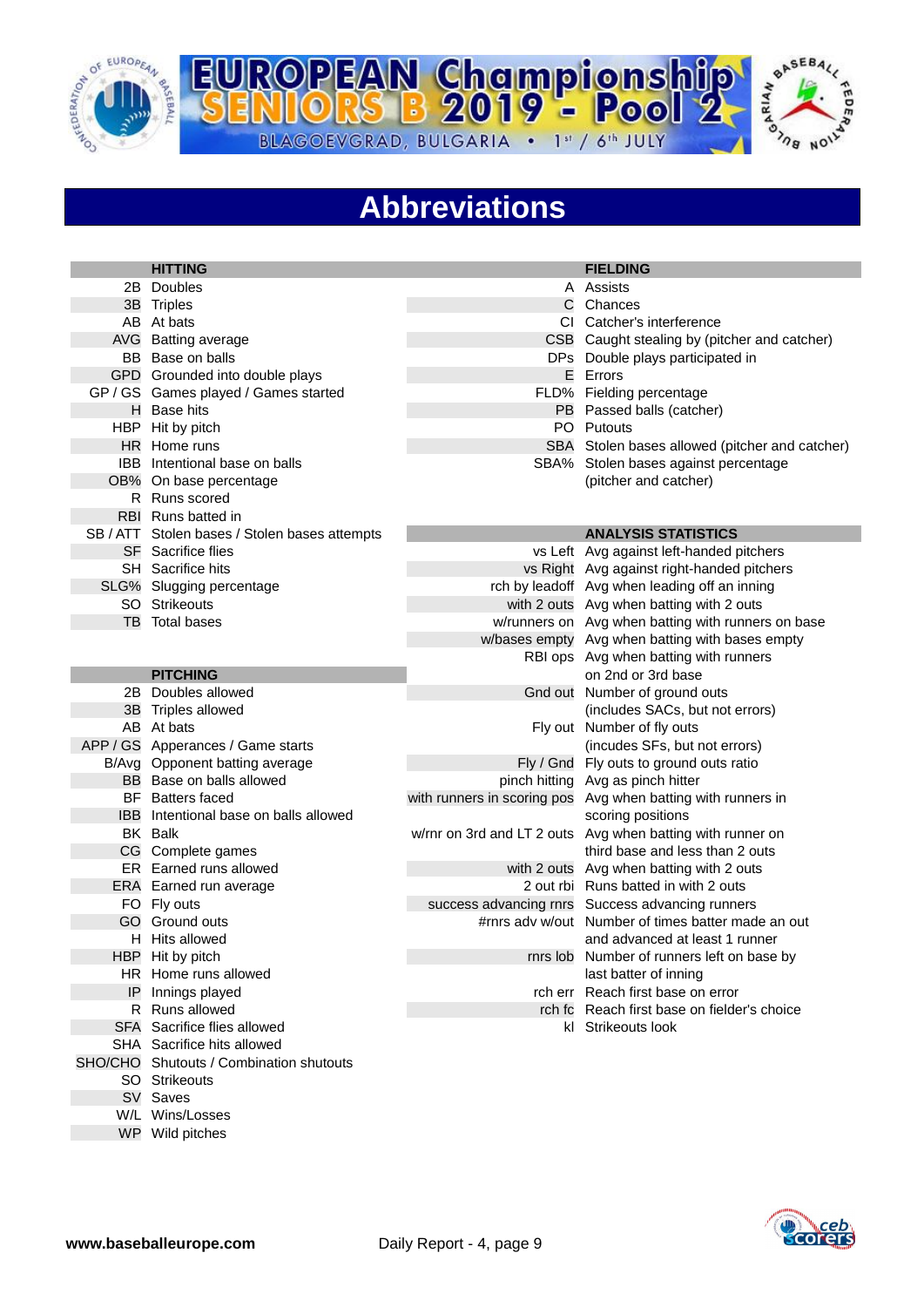# Abbreviations

| HITTING | |
|---|---|
| 2B | Doubles |
| 3B | Triples |
| AB | At bats |
| AVG | Batting average |
| BB | Base on balls |
| GPD | Grounded into double plays |
| GP / GS | Games played / Games started |
| H | Base hits |
| HBP | Hit by pitch |
| HR | Home runs |
| IBB | Intentional base on balls |
| OB% | On base percentage |
| R | Runs scored |
| RBI | Runs batted in |
| SB / ATT | Stolen bases / Stolen bases attempts |
| SF | Sacrifice flies |
| SH | Sacrifice hits |
| SLG% | Slugging percentage |
| SO | Strikeouts |
| TB | Total bases |

| PITCHING | |
|---|---|
| 2B | Doubles allowed |
| 3B | Triples allowed |
| AB | At bats |
| APP / GS | Appearances / Game starts |
| B/Avg | Opponent batting average |
| BB | Base on balls allowed |
| BF | Batters faced |
| IBB | Intentional base on balls allowed |
| BK | Balk |
| CG | Complete games |
| ER | Earned runs allowed |
| ERA | Earned run average |
| FO | Fly outs |
| GO | Ground outs |
| H | Hits allowed |
| HBP | Hit by pitch |
| HR | Home runs allowed |
| IP | Innings played |
| R | Runs allowed |
| SFA | Sacrifice flies allowed |
| SHA | Sacrifice hits allowed |
| SHO/CHO | Shutouts / Combination shutouts |
| SO | Strikeouts |
| SV | Saves |
| W/L | Wins/Losses |
| WP | Wild pitches |

| FIELDING | |
|---|---|
| A | Assists |
| C | Chances |
| CI | Catcher's interference |
| CSB | Caught stealing by (pitcher and catcher) |
| DPs | Double plays participated in |
| E | Errors |
| FLD% | Fielding percentage |
| PB | Passed balls (catcher) |
| PO | Putouts |
| SBA | Stolen bases allowed (pitcher and catcher) |
| SBA% | Stolen bases against percentage (pitcher and catcher) |

| ANALYSIS STATISTICS | |
|---|---|
| vs Left | Avg against left-handed pitchers |
| vs Right | Avg against right-handed pitchers |
| rch by leadoff | Avg when leading off an inning |
| with 2 outs | Avg when batting with 2 outs |
| w/runners on | Avg when batting with runners on base |
| w/bases empty | Avg when batting with bases empty |
| RBI ops | Avg when batting with runners on 2nd or 3rd base |
| Gnd out | Number of ground outs (includes SACs, but not errors) |
| Fly out | Number of fly outs (incudes SFs, but not errors) |
| Fly / Gnd | Fly outs to ground outs ratio |
| pinch hitting | Avg as pinch hitter |
| with runners in scoring pos | Avg when batting with runners in scoring positions |
| w/rnr on 3rd and LT 2 outs | Avg when batting with runner on third base and less than 2 outs |
| with 2 outs | Avg when batting with 2 outs |
| 2 out rbi | Runs batted in with 2 outs |
| success advancing rnrs | Success advancing runners |
| #rnrs adv w/out | Number of times batter made an out and advanced at least 1 runner |
| rnrs lob | Number of runners left on base by last batter of inning |
| rch err | Reach first base on error |
| rch fc | Reach first base on fielder's choice |
| kl | Strikeouts look |